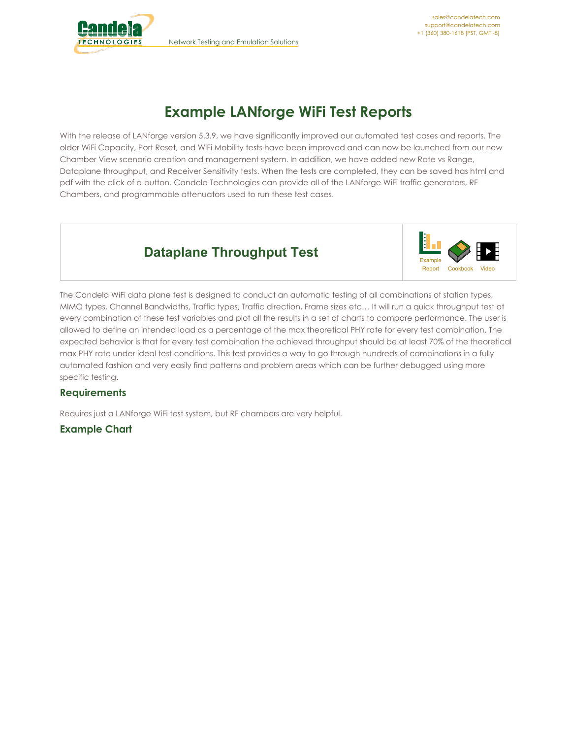# Example LANforge WiFi Test Reports

With the release of LANforge version 5.3.9, we have significantly improved our automated test cases and reports. The older WiFi Capacity, Port Reset, and WiFi Mobility tests have been improved and can now be launched from our new Chamber View scenario creation and management system. In addition, we have added new Rate vs Range, Dataplane throughput, and Receiver Sensitivity tests. When the tests are completed, they can be saved has html and pdf with the click of a button. Candela Technologies can provide all of the LANforge WiFi traffic generators, RF Chambers, and programmable attenuators used to run these test cases.

## Dataplane Throughput Test

Example Report | Cookbook | Video

The Candela WiFi data plane test is designed to conduct an automatic testing of all combinations of station types, MIMO types, Channel Bandwidths, Traffic types, Traffic direction, Frame sizes etc… It will run a quick throughput test at every combination of these test variables and plot all the results in a set of charts to compare performance. The user is allowed to define an intended load as a percentage of the max theoretical PHY rate for every test combination. The expected behavior is that for every test combination the achieved throughput should be at least 70% of the theoretical max PHY rate under ideal test conditions. This test provides a way to go through hundreds of combinations in a fully automated fashion and very easily find patterns and problem areas which can be further debugged using more specific testing.

### Requirements

Requires just a LANforge WiFi test system, but RF chambers are very helpful.

### Example Chart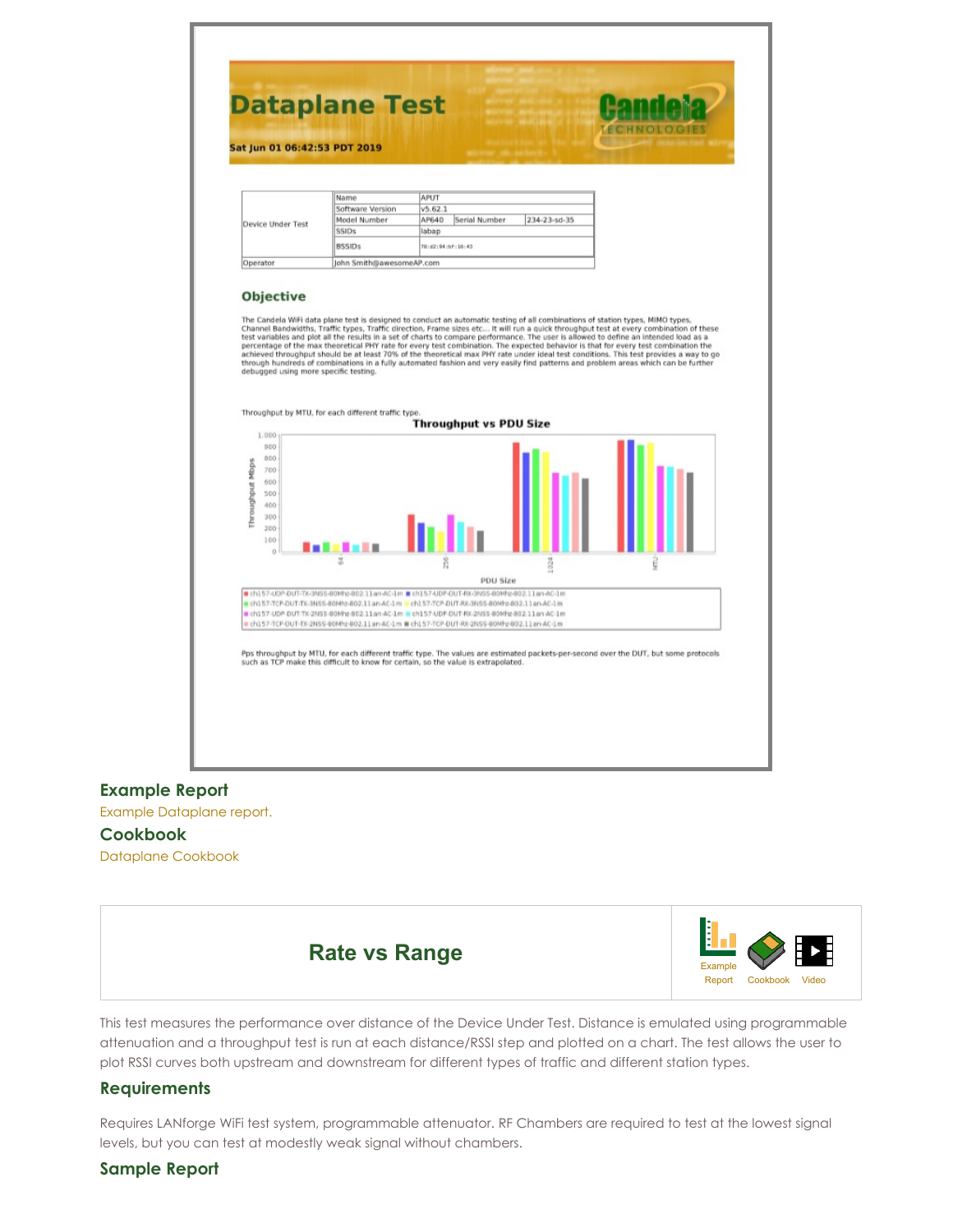## Example Report

Example Dataplane report.

## Cookbook

Dataplane Cookbook

## Rate vs Range

Example Report | Cookbook | Video

This test measures the performance over distance of the Device Under Test. Distance is emulated using programmable attenuation and a throughput test is run at each distance/RSSI step and plotted on a chart. The test allows the user to plot RSSI curves both upstream and downstream for different types of traffic and different station types.

### Requirements

Requires LANforge WiFi test system, programmable attenuator. RF Chambers are required to test at the lowest signal levels, but you can test at modestly weak signal without chambers.

### Sample Report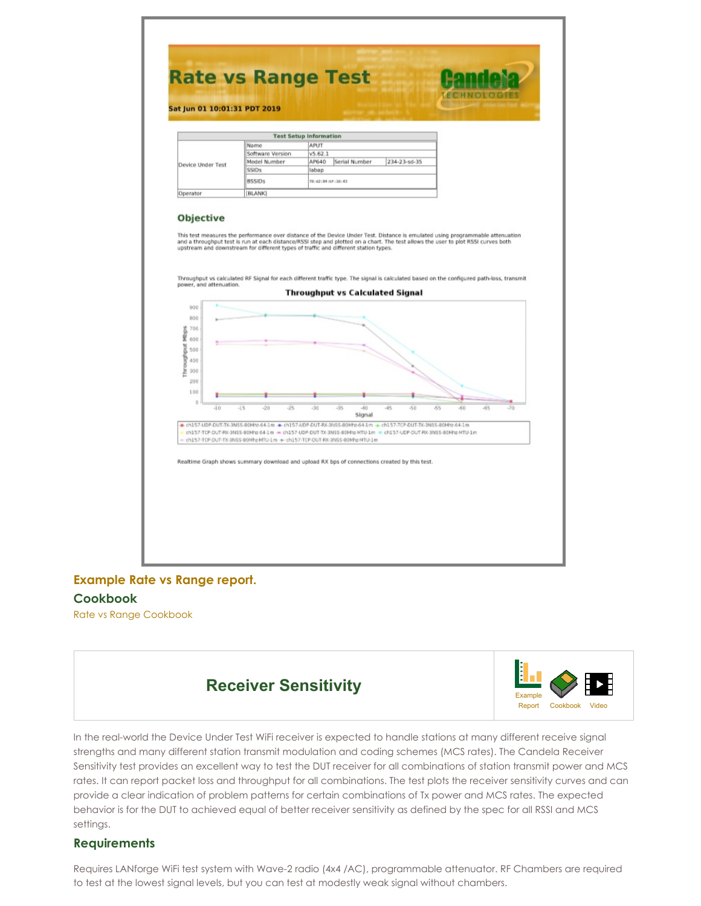# Rate vs Range Test

Sat Jun 01 10:01:31 PDT 2019

| Test Setup Information | | | | |
|---|---|---|---|---|
| Device Under Test | Name | APUT | | |
| | Software Version | v5.62.1 | | |
| | Model Number | AP640 | Serial Number | 234-23-sd-35 |
| | SSIDs | labap | | |
| | BSSIDs | 78:d2:94:bf:16:43 | | |
| Operator | [BLANK] | | | |

## Objective

This test measures the performance over distance of the Device Under Test. Distance is emulated using programmable attenuation and a throughput test is run at each distance/RSSI step and plotted on a chart. The test allows the user to plot RSSI curves both upstream and downstream for different types of traffic and different station types.

Throughput vs calculated RF Signal for each different traffic type. The signal is calculated based on the configured path-loss, transmit power, and attenuation.

**Throughput vs Calculated Signal**

Realtime Graph shows summary download and upload RX bps of connections created by this test.

**Example Rate vs Range report.**

### Cookbook

Rate vs Range Cookbook

## Receiver Sensitivity

Example Report | Cookbook | Video

In the real-world the Device Under Test WiFi receiver is expected to handle stations at many different receive signal strengths and many different station transmit modulation and coding schemes (MCS rates). The Candela Receiver Sensitivity test provides an excellent way to test the DUT receiver for all combinations of station transmit power and MCS rates. It can report packet loss and throughput for all combinations. The test plots the receiver sensitivity curves and can provide a clear indication of problem patterns for certain combinations of Tx power and MCS rates. The expected behavior is for the DUT to achieved equal of better receiver sensitivity as defined by the spec for all RSSI and MCS settings.

### Requirements

Requires LANforge WiFi test system with Wave-2 radio (4x4 /AC), programmable attenuator. RF Chambers are required to test at the lowest signal levels, but you can test at modestly weak signal without chambers.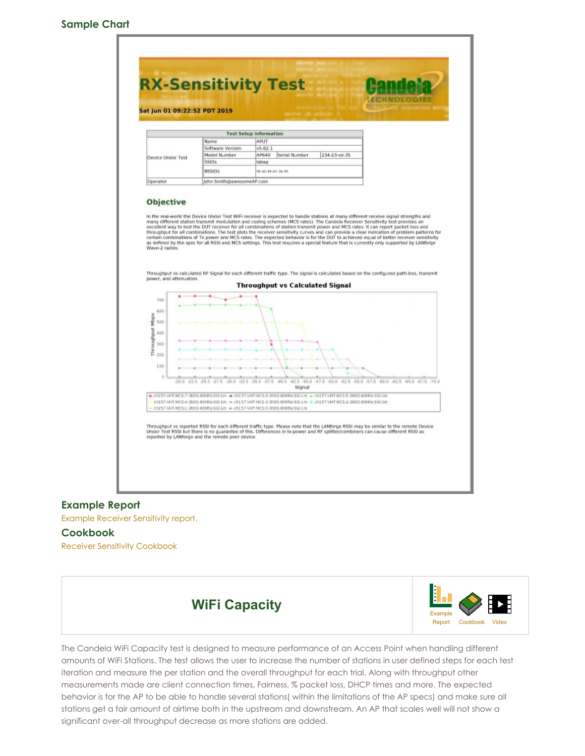## Sample Chart

# RX-Sensitivity Test

Sat Jun 01 09:22:52 PDT 2019

| Test Setup Information | | | | |
|---|---|---|---|---|
| Device Under Test | Name | APUT | | |
| | Software Version | v5.62.1 | | |
| | Model Number | AP640 | Serial Number | 234-23-sd-35 |
| | SSIDs | labap | | |
| | BSSIDs | 78:d2:94:bf:16:43 | | |
| Operator | John Smith@awesomeAP.com | | | |

### Objective

In the real-world the Device Under Test WiFi receiver is expected to handle stations at many different receive signal strengths and many different station transmit modulation and coding schemes (MCS rates). The Candela Receiver Sensitivity test provides an excellent way to test the DUT receiver for all combinations of station transmit power and MCS rates. It can report packet loss and throughput for all combinations. The test plots the receiver sensitivity curves and can provide a clear indication of problem patterns for certain combinations of Tx power and MCS rates. The expected behavior is for the DUT to achieved equal of better receiver sensitivity as defined by the spec for all RSSI and MCS settings. This test requires a special feature that is currently only supported by LANforge Wave-2 radios.

Throughput vs calculated RF Signal for each different traffic type. The signal is calculated based on the configured path-loss, transmit power, and attenuation.

Throughput vs reported RSSI for each different traffic type. Please note that the LANforge RSSI may be similar to the remote Device Under Test RSSI but there is no guarantee of this. Differences in tx-power and RF splitter/combiners can cause different RSSI as reported by LANforge and the remote peer device.

## Example Report

Example Receiver Sensitivity report.

## Cookbook

Receiver Sensitivity Cookbook

## WiFi Capacity

Example Report Cookbook Video

The Candela WiFi Capacity test is designed to measure performance of an Access Point when handling different amounts of WiFi Stations. The test allows the user to increase the number of stations in user defined steps for each test iteration and measure the per station and the overall throughput for each trial. Along with throughput other measurements made are client connection times, Fairness, % packet loss, DHCP times and more. The expected behavior is for the AP to be able to handle several stations( within the limitations of the AP specs) and make sure all stations get a fair amount of airtime both in the upstream and downstream. An AP that scales well will not show a significant over-all throughput decrease as more stations are added.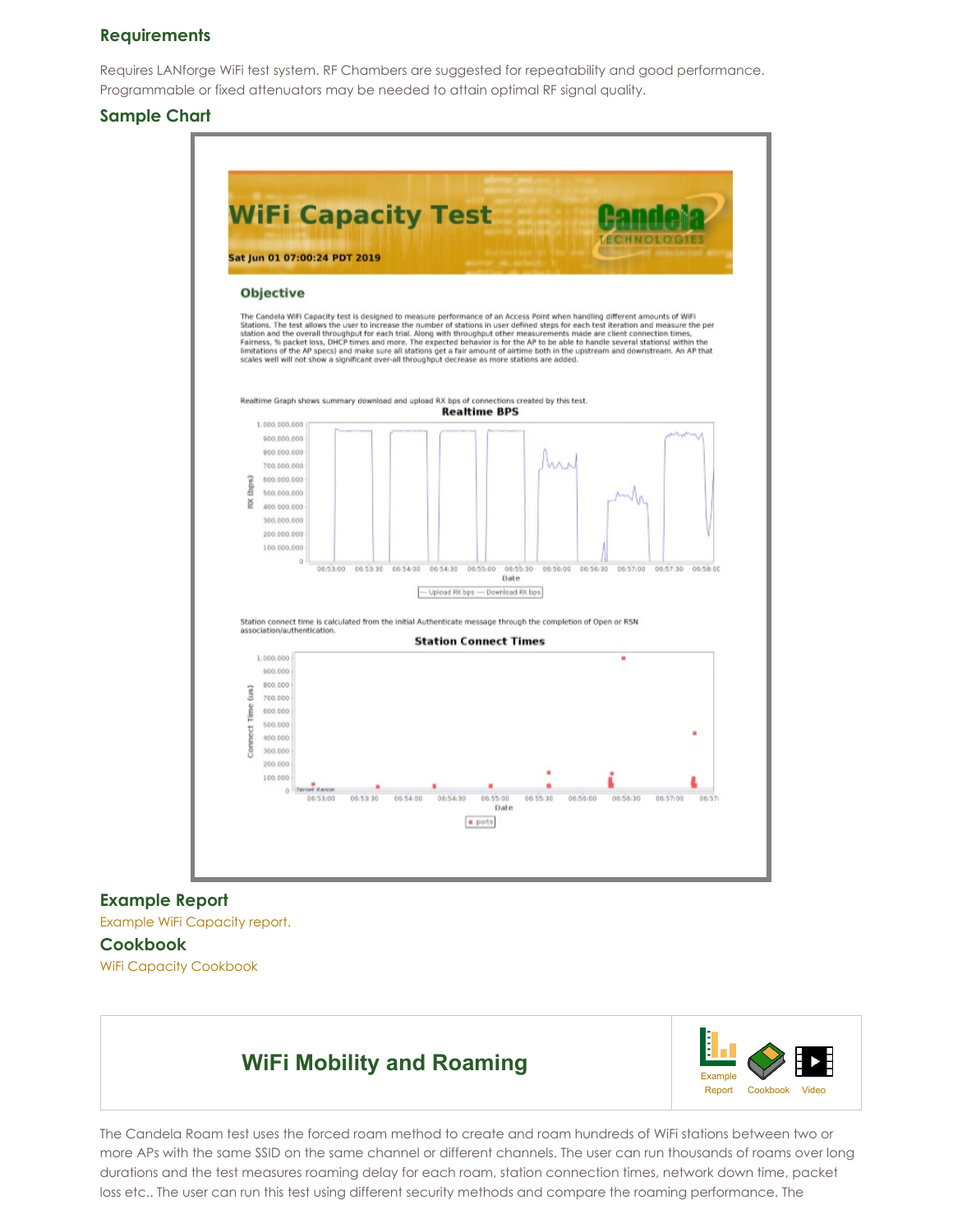## Requirements

Requires LANforge WiFi test system. RF Chambers are suggested for repeatability and good performance. Programmable or fixed attenuators may be needed to attain optimal RF signal quality.

## Sample Chart

## Example Report

Example WiFi Capacity report.

## Cookbook

WiFi Capacity Cookbook

## WiFi Mobility and Roaming

Example Report Cookbook Video

The Candela Roam test uses the forced roam method to create and roam hundreds of WiFi stations between two or more APs with the same SSID on the same channel or different channels. The user can run thousands of roams over long durations and the test measures roaming delay for each roam, station connection times, network down time, packet loss etc.. The user can run this test using different security methods and compare the roaming performance. The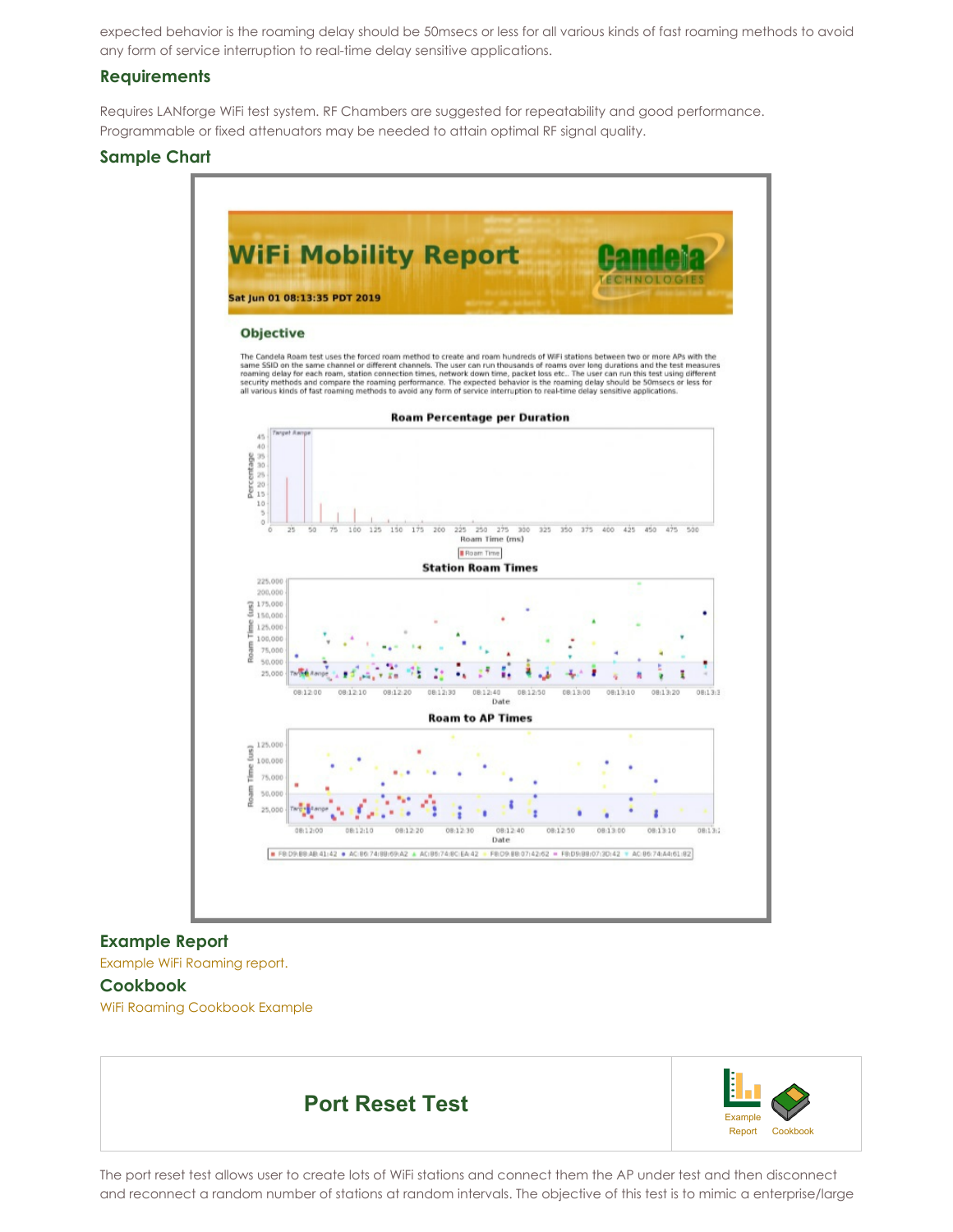expected behavior is the roaming delay should be 50msecs or less for all various kinds of fast roaming methods to avoid any form of service interruption to real-time delay sensitive applications.

### Requirements

Requires LANforge WiFi test system. RF Chambers are suggested for repeatability and good performance. Programmable or fixed attenuators may be needed to attain optimal RF signal quality.

### Sample Chart

### Example Report

Example WiFi Roaming report.

### Cookbook

WiFi Roaming Cookbook Example

## Port Reset Test

Example Report | Cookbook

The port reset test allows user to create lots of WiFi stations and connect them the AP under test and then disconnect and reconnect a random number of stations at random intervals. The objective of this test is to mimic a enterprise/large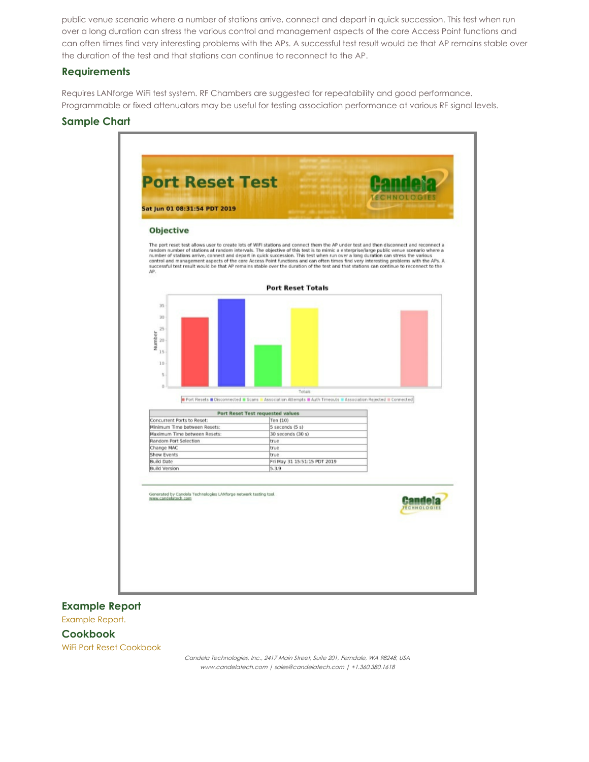public venue scenario where a number of stations arrive, connect and depart in quick succession. This test when run over a long duration can stress the various control and management aspects of the core Access Point functions and can often times find very interesting problems with the APs. A successful test result would be that AP remains stable over the duration of the test and that stations can continue to reconnect to the AP.

## Requirements

Requires LANforge WiFi test system. RF Chambers are suggested for repeatability and good performance. Programmable or fixed attenuators may be useful for testing association performance at various RF signal levels.

## Sample Chart

# Port Reset Test

Sat Jun 01 08:31:54 PDT 2019

### Objective

The port reset test allows user to create lots of WiFi stations and connect them the AP under test and then disconnect and reconnect a random number of stations at random intervals. The objective of this test is to mimic a enterprise/large public venue scenario where a number of stations arrive, connect and depart in quick succession. This test when run over a long duration can stress the various control and management aspects of the core Access Point functions and can often times find very interesting problems with the APs. A successful test result would be that AP remains stable over the duration of the test and that stations can continue to reconnect to the AP.

Port Reset Totals

Number

35
30
25
20
15
10
5
0

Totals

Port Resets, Disconnected, Scans, Association Attempts, Auth Timeouts, Association Rejected, Connected

| Port Reset Test requested values | |
|---|---|
| Concurrent Ports to Reset: | Ten (10) |
| Minimum Time between Resets: | 5 seconds (5 s) |
| Maximum Time between Resets: | 30 seconds (30 s) |
| Random Port Selection | true |
| Change MAC | true |
| Show Events | true |
| Build Date | Fri May 31 15:51:15 PDT 2019 |
| Build Version | 5.3.9 |

Generated by Candela Technologies LANforge network testing tool.
www.candelatech.com

## Example Report

Example Report.

## Cookbook

WiFi Port Reset Cookbook

*Candela Technologies, Inc., 2417 Main Street, Suite 201, Ferndale, WA 98248, USA*
*www.candelatech.com | sales@candelatech.com | +1.360.380.1618*